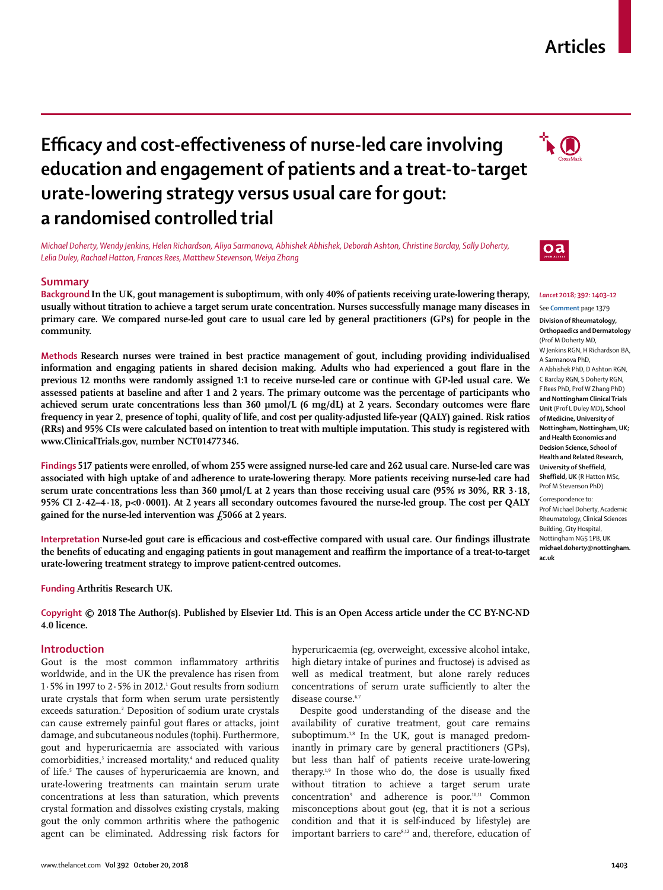# Efficacy and cost-effectiveness of nurse-led care involving education and engagement of patients and a treat-to-target urate-lowering strategy versus usual care for gout: a randomised controlled trial

*Michael Doherty, Wendy Jenkins, Helen Richardson, Aliya Sarmanova, Abhishek Abhishek, Deborah Ashton, Christine Barclay, Sally Doherty, Lelia Duley, Rachael Hatton, Frances Rees, Matthew Stevenson, Weiya Zhang*

*Lancet* 2018; 392: 1403–12

See **Comment** page 1379

**Division of Rheumatology, Orthopaedics and Dermatology** (Prof M Doherty MD, W Jenkins RGN, H Richardson BA, A Sarmanova PhD, A Abhishek PhD, D Ashton RGN, C Barclay RGN, S Doherty RGN, F Rees PhD, Prof W Zhang PhD) **and Nottingham Clinical Trials Unit** (Prof L Duley MD), **School of Medicine, University of Nottingham, Nottingham, UK; and Health Economics and Decision Science, School of Health and Related Research, University of Sheffield, Sheffield, UK** (R Hatton MSc, Prof M Stevenson PhD)

Correspondence to: Prof Michael Doherty, Academic Rheumatology, Clinical Sciences Building, City Hospital, Nottingham NG5 1PB, UK **michael.doherty@nottingham.ac.uk**

## Summary

**Background** In the UK, gout management is suboptimum, with only 40% of patients receiving urate-lowering therapy, usually without titration to achieve a target serum urate concentration. Nurses successfully manage many diseases in primary care. We compared nurse-led gout care to usual care led by general practitioners (GPs) for people in the community.

**Methods** Research nurses were trained in best practice management of gout, including providing individualised information and engaging patients in shared decision making. Adults who had experienced a gout flare in the previous 12 months were randomly assigned 1:1 to receive nurse-led care or continue with GP-led usual care. We assessed patients at baseline and after 1 and 2 years. The primary outcome was the percentage of participants who achieved serum urate concentrations less than 360 μmol/L (6 mg/dL) at 2 years. Secondary outcomes were flare frequency in year 2, presence of tophi, quality of life, and cost per quality-adjusted life-year (QALY) gained. Risk ratios (RRs) and 95% CIs were calculated based on intention to treat with multiple imputation. This study is registered with www.ClinicalTrials.gov, number NCT01477346.

**Findings** 517 patients were enrolled, of whom 255 were assigned nurse-led care and 262 usual care. Nurse-led care was associated with high uptake of and adherence to urate-lowering therapy. More patients receiving nurse-led care had serum urate concentrations less than 360 μmol/L at 2 years than those receiving usual care (95% *vs* 30%, RR 3·18, 95% CI 2·42–4·18, $p<0·0001$). At 2 years all secondary outcomes favoured the nurse-led group. The cost per QALY gained for the nurse-led intervention was £5066 at 2 years.

**Interpretation** Nurse-led gout care is efficacious and cost-effective compared with usual care. Our findings illustrate the benefits of educating and engaging patients in gout management and reaffirm the importance of a treat-to-target urate-lowering treatment strategy to improve patient-centred outcomes.

**Funding** Arthritis Research UK.

**Copyright** © 2018 The Author(s). Published by Elsevier Ltd. This is an Open Access article under the CC BY-NC-ND 4.0 licence.

## Introduction

Gout is the most common inflammatory arthritis worldwide, and in the UK the prevalence has risen from 1·5% in 1997 to 2·5% in 2012.[1] Gout results from sodium urate crystals that form when serum urate persistently exceeds saturation.[2] Deposition of sodium urate crystals can cause extremely painful gout flares or attacks, joint damage, and subcutaneous nodules (tophi). Furthermore, gout and hyperuricaemia are associated with various comorbidities,[3] increased mortality,[4] and reduced quality of life.[5] The causes of hyperuricaemia are known, and urate-lowering treatments can maintain serum urate concentrations at less than saturation, which prevents crystal formation and dissolves existing crystals, making gout the only common arthritis where the pathogenic agent can be eliminated. Addressing risk factors for hyperuricaemia (eg, overweight, excessive alcohol intake, high dietary intake of purines and fructose) is advised as well as medical treatment, but alone rarely reduces concentrations of serum urate sufficiently to alter the disease course.[6,7]

Despite good understanding of the disease and the availability of curative treatment, gout care remains suboptimum.[1,8] In the UK, gout is managed predominantly in primary care by general practitioners (GPs), but less than half of patients receive urate-lowering therapy.[1,9] In those who do, the dose is usually fixed without titration to achieve a target serum urate concentration[9] and adherence is poor.[10,11] Common misconceptions about gout (eg, that it is not a serious condition and that it is self-induced by lifestyle) are important barriers to care[8,12] and, therefore, education of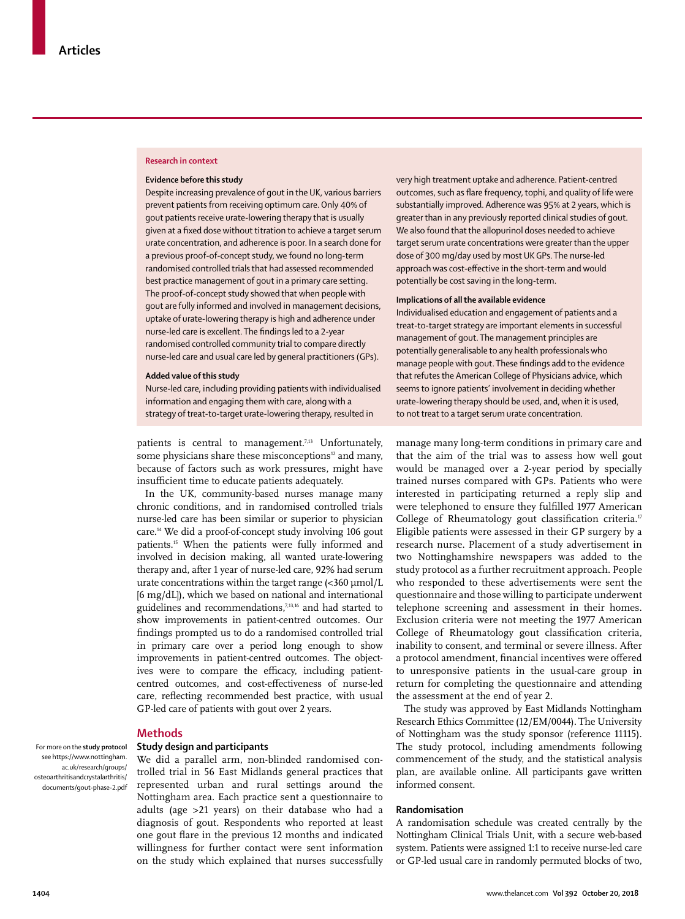## Research in context

### Evidence before this study

Despite increasing prevalence of gout in the UK, various barriers prevent patients from receiving optimum care. Only 40% of gout patients receive urate-lowering therapy that is usually given at a fixed dose without titration to achieve a target serum urate concentration, and adherence is poor. In a search done for a previous proof-of-concept study, we found no long-term randomised controlled trials that had assessed recommended best practice management of gout in a primary care setting. The proof-of-concept study showed that when people with gout are fully informed and involved in management decisions, uptake of urate-lowering therapy is high and adherence under nurse-led care is excellent. The findings led to a 2-year randomised controlled community trial to compare directly nurse-led care and usual care led by general practitioners (GPs).

### Added value of this study

Nurse-led care, including providing patients with individualised information and engaging them with care, along with a strategy of treat-to-target urate-lowering therapy, resulted in very high treatment uptake and adherence. Patient-centred outcomes, such as flare frequency, tophi, and quality of life were substantially improved. Adherence was 95% at 2 years, which is greater than in any previously reported clinical studies of gout. We also found that the allopurinol doses needed to achieve target serum urate concentrations were greater than the upper dose of 300 mg/day used by most UK GPs. The nurse-led approach was cost-effective in the short-term and would potentially be cost saving in the long-term.

### Implications of all the available evidence

Individualised education and engagement of patients and a treat-to-target strategy are important elements in successful management of gout. The management principles are potentially generalisable to any health professionals who manage people with gout. These findings add to the evidence that refutes the American College of Physicians advice, which seems to ignore patients' involvement in deciding whether urate-lowering therapy should be used, and, when it is used, to not treat to a target serum urate concentration.

patients is central to management.[7,13] Unfortunately, some physicians share these misconceptions[12] and many, because of factors such as work pressures, might have insufficient time to educate patients adequately.

In the UK, community-based nurses manage many chronic conditions, and in randomised controlled trials nurse-led care has been similar or superior to physician care.[14] We did a proof-of-concept study involving 106 gout patients.[15] When the patients were fully informed and involved in decision making, all wanted urate-lowering therapy and, after 1 year of nurse-led care, 92% had serum urate concentrations within the target range (<360 μmol/L [6 mg/dL]), which we based on national and international guidelines and recommendations,[7,13,16] and had started to show improvements in patient-centred outcomes. Our findings prompted us to do a randomised controlled trial in primary care over a period long enough to show improvements in patient-centred outcomes. The objectives were to compare the efficacy, including patient-centred outcomes, and cost-effectiveness of nurse-led care, reflecting recommended best practice, with usual GP-led care of patients with gout over 2 years.

## Methods

### Study design and participants

For more on the **study protocol** see https://www.nottingham.ac.uk/research/groups/osteoarthritisandcrystalarthritis/documents/gout-phase-2.pdf

We did a parallel arm, non-blinded randomised controlled trial in 56 East Midlands general practices that represented urban and rural settings around the Nottingham area. Each practice sent a questionnaire to adults (age >21 years) on their database who had a diagnosis of gout. Respondents who reported at least one gout flare in the previous 12 months and indicated willingness for further contact were sent information on the study which explained that nurses successfully manage many long-term conditions in primary care and that the aim of the trial was to assess how well gout would be managed over a 2-year period by specially trained nurses compared with GPs. Patients who were interested in participating returned a reply slip and were telephoned to ensure they fulfilled 1977 American College of Rheumatology gout classification criteria.[17] Eligible patients were assessed in their GP surgery by a research nurse. Placement of a study advertisement in two Nottinghamshire newspapers was added to the study protocol as a further recruitment approach. People who responded to these advertisements were sent the questionnaire and those willing to participate underwent telephone screening and assessment in their homes. Exclusion criteria were not meeting the 1977 American College of Rheumatology gout classification criteria, inability to consent, and terminal or severe illness. After a protocol amendment, financial incentives were offered to unresponsive patients in the usual-care group in return for completing the questionnaire and attending the assessment at the end of year 2.

The study was approved by East Midlands Nottingham Research Ethics Committee (12/EM/0044). The University of Nottingham was the study sponsor (reference 11115). The study protocol, including amendments following commencement of the study, and the statistical analysis plan, are available online. All participants gave written informed consent.

### Randomisation

A randomisation schedule was created centrally by the Nottingham Clinical Trials Unit, with a secure web-based system. Patients were assigned 1:1 to receive nurse-led care or GP-led usual care in randomly permuted blocks of two,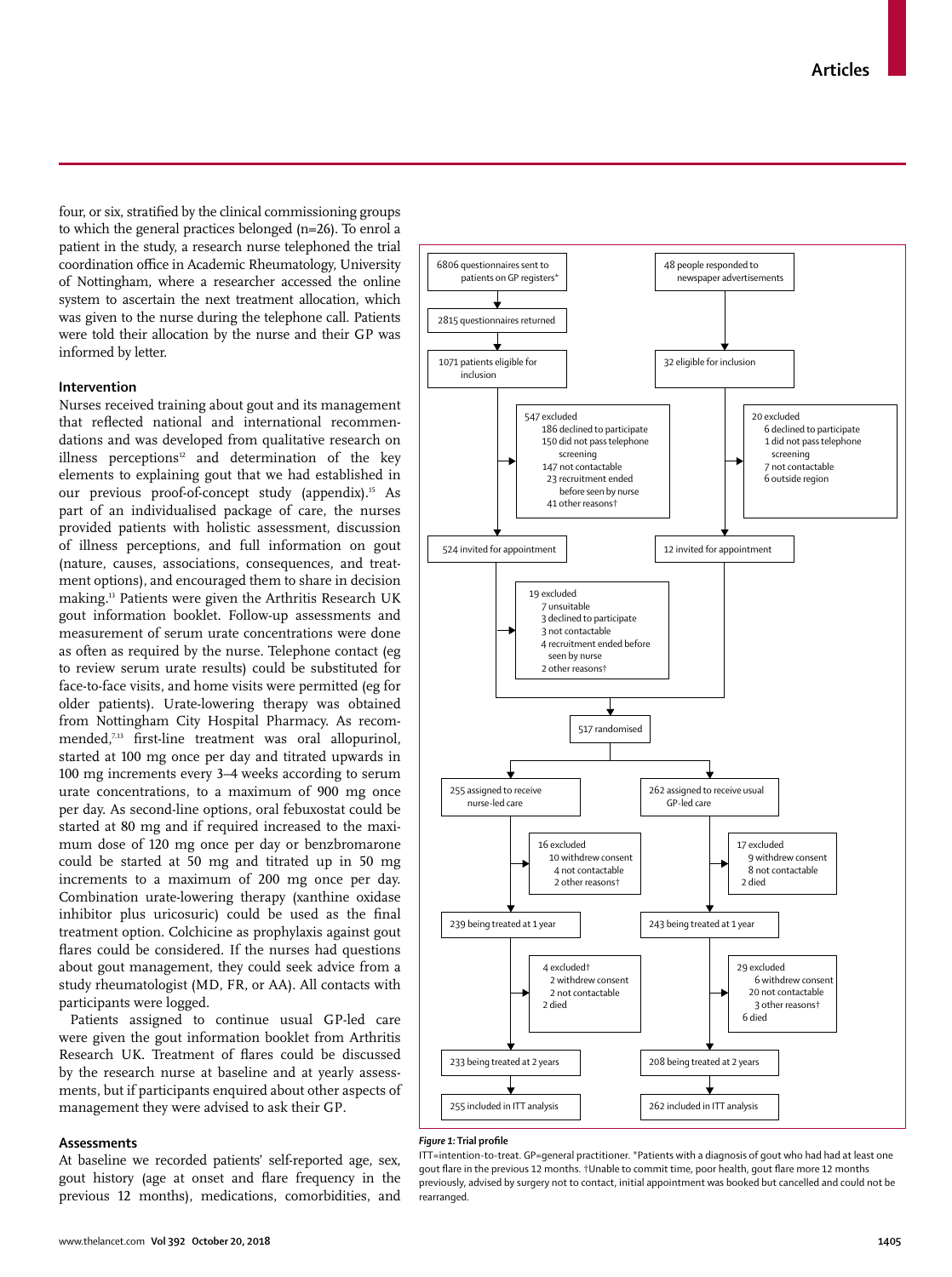four, or six, stratified by the clinical commissioning groups to which the general practices belonged (n=26). To enrol a patient in the study, a research nurse telephoned the trial coordination office in Academic Rheumatology, University of Nottingham, where a researcher accessed the online system to ascertain the next treatment allocation, which was given to the nurse during the telephone call. Patients were told their allocation by the nurse and their GP was informed by letter.

### Intervention

Nurses received training about gout and its management that reflected national and international recommendations and was developed from qualitative research on illness perceptions[12] and determination of the key elements to explaining gout that we had established in our previous proof-of-concept study (appendix).[15] As part of an individualised package of care, the nurses provided patients with holistic assessment, discussion of illness perceptions, and full information on gout (nature, causes, associations, consequences, and treatment options), and encouraged them to share in decision making.[13] Patients were given the Arthritis Research UK gout information booklet. Follow-up assessments and measurement of serum urate concentrations were done as often as required by the nurse. Telephone contact (eg to review serum urate results) could be substituted for face-to-face visits, and home visits were permitted (eg for older patients). Urate-lowering therapy was obtained from Nottingham City Hospital Pharmacy. As recommended,[7,13] first-line treatment was oral allopurinol, started at 100 mg once per day and titrated upwards in 100 mg increments every 3–4 weeks according to serum urate concentrations, to a maximum of 900 mg once per day. As second-line options, oral febuxostat could be started at 80 mg and if required increased to the maximum dose of 120 mg once per day or benzbromarone could be started at 50 mg and titrated up in 50 mg increments to a maximum of 200 mg once per day. Combination urate-lowering therapy (xanthine oxidase inhibitor plus uricosuric) could be the final treatment option. Colchicine as prophylaxis against gout flares could be considered. If the nurses had questions about gout management, they could seek advice from a study rheumatologist (MD, FR, or AA). All contacts with participants were logged.

Patients assigned to continue usual GP-led care were given the gout information booklet from Arthritis Research UK. Treatment of flares could be discussed by the research nurse at baseline and at yearly assessments, but if participants enquired about other aspects of management they were advised to ask their GP.

### Assessments

At baseline we recorded patients' self-reported age, sex, gout history (age at onset and flare frequency in the previous 12 months), medications, comorbidities, and

6806 questionnaires sent to patients on GP registers*
→ 2815 questionnaires returned
→ 1071 patients eligible for inclusion
→ 547 excluded: 186 declined to participate; 150 did not pass telephone screening; 147 not contactable; 23 recruitment ended before seen by nurse; 41 other reasons†
→ 524 invited for appointment

48 people responded to newspaper advertisements
→ 32 eligible for inclusion
→ 20 excluded: 6 declined to participate; 1 did not pass telephone screening; 7 not contactable; 6 outside region
→ 12 invited for appointment

19 excluded: 7 unsuitable; 3 declined to participate; 3 not contactable; 4 recruitment ended before seen by nurse; 2 other reasons†

517 randomised

255 assigned to receive nurse-led care
→ 16 excluded: 10 withdrew consent; 4 not contactable; 2 other reasons†
→ 239 being treated at 1 year
→ 4 excluded†: 2 withdrew consent; 2 not contactable; 2 died
→ 233 being treated at 2 years
→ 255 included in ITT analysis

262 assigned to receive usual GP-led care
→ 17 excluded: 9 withdrew consent; 8 not contactable; 2 died
→ 243 being treated at 1 year
→ 29 excluded: 6 withdrew consent; 20 not contactable; 3 other reasons†; 6 died
→ 208 being treated at 2 years
→ 262 included in ITT analysis

**Figure 1: Trial profile**

ITT=intention-to-treat. GP=general practitioner. *Patients with a diagnosis of gout who had had at least one gout flare in the previous 12 months. †Unable to commit time, poor health, gout flare more 12 months previously, advised by surgery not to contact, initial appointment was booked but cancelled and could not be rearranged.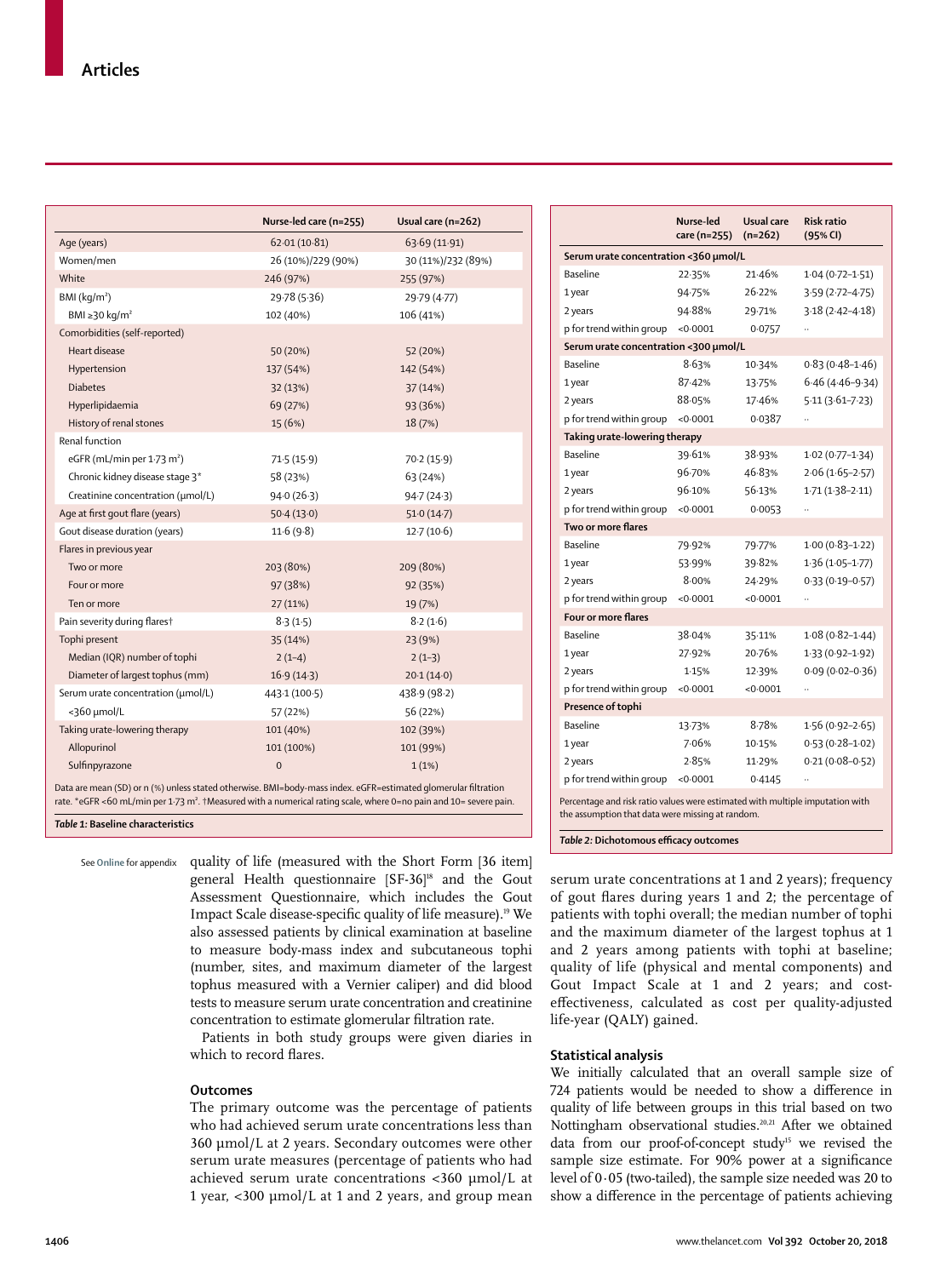| | Nurse-led care (n=255) | Usual care (n=262) |
|---|---|---|
| Age (years) | 62·01 (10·81) | 63·69 (11·91) |
| Women/men | 26 (10%)/229 (90%) | 30 (11%)/232 (89%) |
| White | 246 (97%) | 255 (97%) |
| BMI (kg/m²) | 29·78 (5·36) | 29·79 (4·77) |
| BMI ≥30 kg/m² | 102 (40%) | 106 (41%) |
| Comorbidities (self-reported) | | |
| Heart disease | 50 (20%) | 52 (20%) |
| Hypertension | 137 (54%) | 142 (54%) |
| Diabetes | 32 (13%) | 37 (14%) |
| Hyperlipidaemia | 69 (27%) | 93 (36%) |
| History of renal stones | 15 (6%) | 18 (7%) |
| Renal function | | |
| eGFR (mL/min per 1·73 m²) | 71·5 (15·9) | 70·2 (15·9) |
| Chronic kidney disease stage 3* | 58 (23%) | 63 (24%) |
| Creatinine concentration (μmol/L) | 94·0 (26·3) | 94·7 (24·3) |
| Age at first gout flare (years) | 50·4 (13·0) | 51·0 (14·7) |
| Gout disease duration (years) | 11·6 (9·8) | 12·7 (10·6) |
| Flares in previous year | | |
| Two or more | 203 (80%) | 209 (80%) |
| Four or more | 97 (38%) | 92 (35%) |
| Ten or more | 27 (11%) | 19 (7%) |
| Pain severity during flares† | 8·3 (1·5) | 8·2 (1·6) |
| Tophi present | 35 (14%) | 23 (9%) |
| Median (IQR) number of tophi | 2 (1–4) | 2 (1–3) |
| Diameter of largest tophus (mm) | 16·9 (14·3) | 20·1 (14·0) |
| Serum urate concentration (μmol/L) | 443·1 (100·5) | 438·9 (98·2) |
| <360 μmol/L | 57 (22%) | 56 (22%) |
| Taking urate-lowering therapy | 101 (40%) | 102 (39%) |
| Allopurinol | 101 (100%) | 101 (99%) |
| Sulfinpyrazone | 0 | 1 (1%) |

Data are mean (SD) or n (%) unless stated otherwise. BMI=body-mass index. eGFR=estimated glomerular filtration rate. *eGFR <60 mL/min per 1·73 m². †Measured with a numerical rating scale, where 0=no pain and 10= severe pain.

*Table 1:* **Baseline characteristics**

| | Nurse-led care (n=255) | Usual care (n=262) | Risk ratio (95% CI) |
|---|---|---|---|
| **Serum urate concentration <360 μmol/L** | | | |
| Baseline | 22·35% | 21·46% | 1·04 (0·72–1·51) |
| 1 year | 94·75% | 26·22% | 3·59 (2·72–4·75) |
| 2 years | 94·88% | 29·71% | 3·18 (2·42–4·18) |
| p for trend within group | <0·0001 | 0·0757 | .. |
| **Serum urate concentration <300 μmol/L** | | | |
| Baseline | 8·63% | 10·34% | 0·83 (0·48–1·46) |
| 1 year | 87·42% | 13·75% | 6·46 (4·46–9·34) |
| 2 years | 88·05% | 17·46% | 5·11 (3·61–7·23) |
| p for trend within group | <0·0001 | 0·0387 | .. |
| **Taking urate-lowering therapy** | | | |
| Baseline | 39·61% | 38·93% | 1·02 (0·77–1·34) |
| 1 year | 96·70% | 46·83% | 2·06 (1·65–2·57) |
| 2 years | 96·10% | 56·13% | 1·71 (1·38–2·11) |
| p for trend within group | <0·0001 | 0·0053 | .. |
| **Two or more flares** | | | |
| Baseline | 79·92% | 79·77% | 1·00 (0·83–1·22) |
| 1 year | 53·99% | 39·82% | 1·36 (1·05–1·77) |
| 2 years | 8·00% | 24·29% | 0·33 (0·19–0·57) |
| p for trend within group | <0·0001 | <0·0001 | .. |
| **Four or more flares** | | | |
| Baseline | 38·04% | 35·11% | 1·08 (0·82–1·44) |
| 1 year | 27·92% | 20·76% | 1·33 (0·92–1·92) |
| 2 years | 1·15% | 12·39% | 0·09 (0·02–0·36) |
| p for trend within group | <0·0001 | <0·0001 | .. |
| **Presence of tophi** | | | |
| Baseline | 13·73% | 8·78% | 1·56 (0·92–2·65) |
| 1 year | 7·06% | 10·15% | 0·53 (0·28–1·02) |
| 2 years | 2·85% | 11·29% | 0·21 (0·08–0·52) |
| p for trend within group | <0·0001 | 0·4145 | .. |

Percentage and risk ratio values were estimated with multiple imputation with the assumption that data were missing at random.

*Table 2:* **Dichotomous efficacy outcomes**

quality of life (measured with the Short Form [36 item] general Health questionnaire [SF-36][18] and the Gout Assessment Questionnaire, which includes the Gout Impact Scale disease-specific quality of life measure).[19] We also assessed patients by clinical examination at baseline to measure body-mass index and subcutaneous tophi (number, sites, and maximum diameter of the largest tophus measured with a Vernier caliper) and did blood tests to measure serum urate concentration and creatinine concentration to estimate glomerular filtration rate.

Patients in both study groups were given diaries in which to record flares.

### Outcomes

The primary outcome was the percentage of patients who had achieved serum urate concentrations less than 360 μmol/L at 2 years. Secondary outcomes were other serum urate measures (percentage of patients who had achieved serum urate concentrations <360 μmol/L at 1 year, <300 μmol/L at 1 and 2 years, and group mean serum urate concentrations at 1 and 2 years); frequency of gout flares during years 1 and 2; the percentage of patients with tophi overall; the median number of tophi and the maximum diameter of the largest tophus at 1 and 2 years among patients with tophi at baseline; quality of life (physical and mental components) and Gout Impact Scale at 1 and 2 years; and cost-effectiveness, calculated as cost per quality-adjusted life-year (QALY) gained.

### Statistical analysis

We initially calculated that an overall sample size of 724 patients would be needed to show a difference in quality of life between groups in this trial based on two Nottingham observational studies.[20,21] After we obtained data from our proof-of-concept study[15] we revised the sample size estimate. For 90% power at a significance level of 0·05 (two-tailed), the sample size needed was 20 to show a difference in the percentage of patients achieving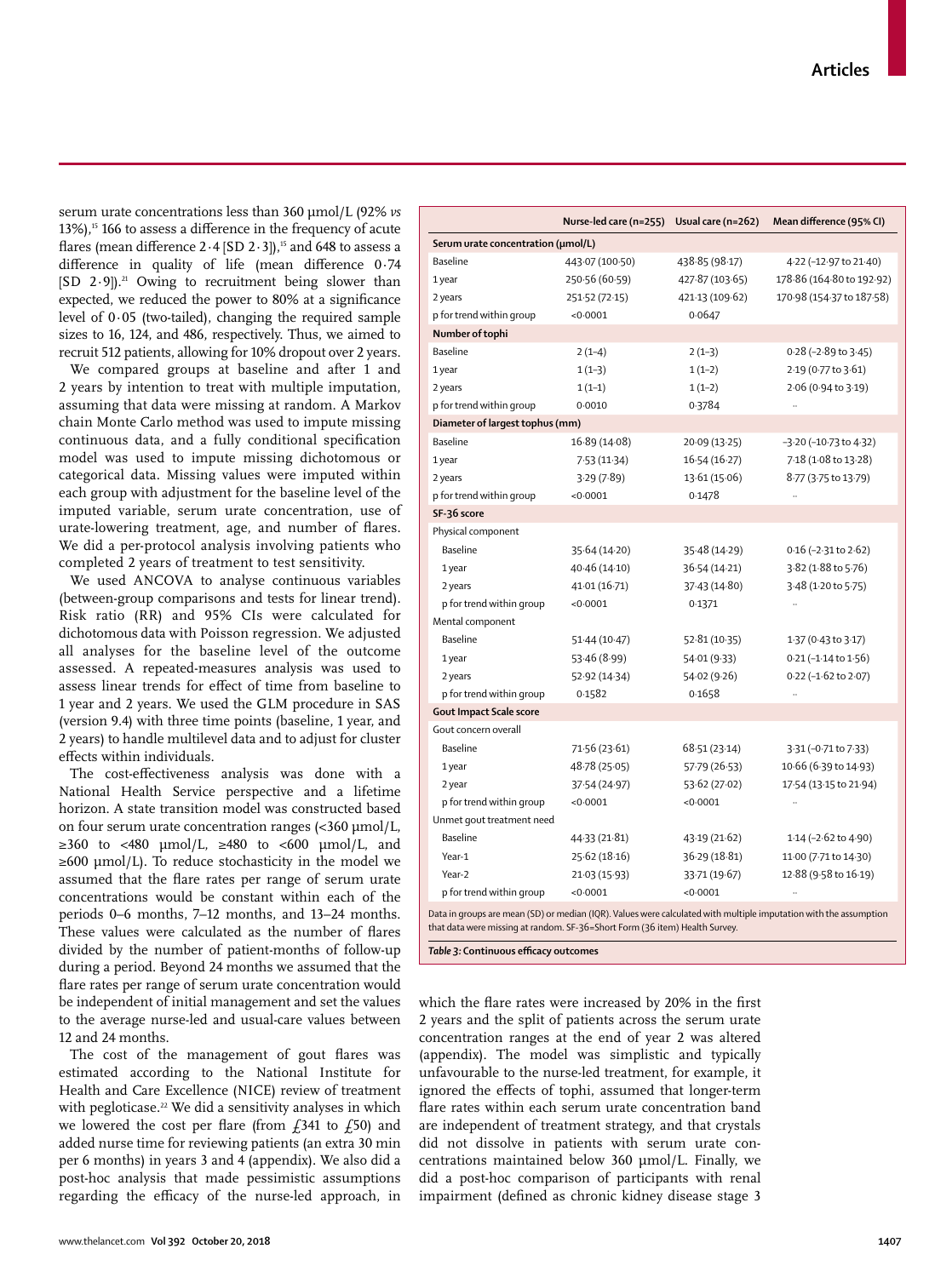serum urate concentrations less than 360 µmol/L (92% *vs* 13%),[15] 166 to assess a difference in the frequency of acute flares (mean difference 2·4 [SD 2·3]),[15] and 648 to assess a difference in quality of life (mean difference 0·74 [SD 2·9]).[21] Owing to recruitment being slower than expected, we reduced the power to 80% at a significance level of 0·05 (two-tailed), changing the required sample sizes to 16, 124, and 486, respectively. Thus, we aimed to recruit 512 patients, allowing for 10% dropout over 2 years.

We compared groups at baseline and after 1 and 2 years by intention to treat with multiple imputation, assuming that data were missing at random. A Markov chain Monte Carlo method was used to impute missing continuous data, and a fully conditional specification model was used to impute missing dichotomous or categorical data. Missing values were imputed within each group with adjustment for the baseline level of the imputed variable, serum urate concentration, use of urate-lowering treatment, age, and number of flares. We did a per-protocol analysis involving patients who completed 2 years of treatment to test sensitivity.

We used ANCOVA to analyse continuous variables (between-group comparisons and tests for linear trend). Risk ratio (RR) and 95% CIs were calculated for dichotomous data with Poisson regression. We adjusted all analyses for the baseline level of the outcome assessed. A repeated-measures analysis was used to assess linear trends for effect of time from baseline to 1 year and 2 years. We used the GLM procedure in SAS (version 9.4) with three time points (baseline, 1 year, and 2 years) to handle multilevel data and to adjust for cluster effects within individuals.

The cost-effectiveness analysis was done with a National Health Service perspective and a lifetime horizon. A state transition model was constructed based on four serum urate concentration ranges (<360 µmol/L, ≥360 to <480 µmol/L, ≥480 to <600 µmol/L, and ≥600 µmol/L). To reduce stochasticity in the model we assumed that the flare rates per range of serum urate concentrations would be constant within each of the periods 0–6 months, 7–12 months, and 13–24 months. These values were calculated as the number of flares divided by the number of patient-months of follow-up during a period. Beyond 24 months we assumed that the flare rates per range of serum urate concentration would be independent of initial management and set the values to the average nurse-led and usual-care values between 12 and 24 months.

The cost of the management of gout flares was estimated according to the National Institute for Health and Care Excellence (NICE) review of treatment with pegloticase.[22] We did a sensitivity analyses in which we lowered the cost per flare (from £341 to £50) and added nurse time for reviewing patients (an extra 30 min per 6 months) in years 3 and 4 (appendix). We also did a post-hoc analysis that made pessimistic assumptions regarding the efficacy of the nurse-led approach, in which the flare rates were increased by 20% in the first 2 years and the split of patients across the serum urate concentration ranges at the end of year 2 was altered (appendix). The model was simplistic and typically unfavourable to the nurse-led treatment, for example, it ignored the effects of tophi, assumed that longer-term flare rates within each serum urate concentration band are independent of treatment strategy, and that crystals did not dissolve in patients with serum urate concentrations maintained below 360 µmol/L. Finally, we did a post-hoc comparison of participants with renal impairment (defined as chronic kidney disease stage 3

| | Nurse-led care (n=255) | Usual care (n=262) | Mean difference (95% CI) |
|---|---|---|---|
| **Serum urate concentration (µmol/L)** | | | |
| Baseline | 443·07 (100·50) | 438·85 (98·17) | 4·22 (–12·97 to 21·40) |
| 1 year | 250·56 (60·59) | 427·87 (103·65) | 178·86 (164·80 to 192·92) |
| 2 years | 251·52 (72·15) | 421·13 (109·62) | 170·98 (154·37 to 187·58) |
| p for trend within group | <0·0001 | 0·0647 | |
| **Number of tophi** | | | |
| Baseline | 2 (1–4) | 2 (1–3) | 0·28 (–2·89 to 3·45) |
| 1 year | 1 (1–3) | 1 (1–2) | 2·19 (0·77 to 3·61) |
| 2 years | 1 (1–1) | 1 (1–2) | 2·06 (0·94 to 3·19) |
| p for trend within group | 0·0010 | 0·3784 | .. |
| **Diameter of largest tophus (mm)** | | | |
| Baseline | 16·89 (14·08) | 20·09 (13·25) | –3·20 (–10·73 to 4·32) |
| 1 year | 7·53 (11·34) | 16·54 (16·27) | 7·18 (1·08 to 13·28) |
| 2 years | 3·29 (7·89) | 13·61 (15·06) | 8·77 (3·75 to 13·79) |
| p for trend within group | <0·0001 | 0·1478 | .. |
| **SF-36 score** | | | |
| Physical component | | | |
| Baseline | 35·64 (14·20) | 35·48 (14·29) | 0·16 (–2·31 to 2·62) |
| 1 year | 40·46 (14·10) | 36·54 (14·21) | 3·82 (1·88 to 5·76) |
| 2 years | 41·01 (16·71) | 37·43 (14·80) | 3·48 (1·20 to 5·75) |
| p for trend within group | <0·0001 | 0·1371 | .. |
| Mental component | | | |
| Baseline | 51·44 (10·47) | 52·81 (10·35) | 1·37 (0·43 to 3·17) |
| 1 year | 53·46 (8·99) | 54·01 (9·33) | 0·21 (–1·14 to 1·56) |
| 2 years | 52·92 (14·34) | 54·02 (9·26) | 0·22 (–1·62 to 2·07) |
| p for trend within group | 0·1582 | 0·1658 | .. |
| **Gout Impact Scale score** | | | |
| Gout concern overall | | | |
| Baseline | 71·56 (23·61) | 68·51 (23·14) | 3·31 (–0·71 to 7·33) |
| 1 year | 48·78 (25·05) | 57·79 (26·53) | 10·66 (6·39 to 14·93) |
| 2 year | 37·54 (24·97) | 53·62 (27·02) | 17·54 (13·15 to 21·94) |
| p for trend within group | <0·0001 | <0·0001 | .. |
| Unmet gout treatment need | | | |
| Baseline | 44·33 (21·81) | 43·19 (21·62) | 1·14 (–2·62 to 4·90) |
| Year-1 | 25·62 (18·16) | 36·29 (18·81) | 11·00 (7·71 to 14·30) |
| Year-2 | 21·03 (15·93) | 33·71 (19·67) | 12·88 (9·58 to 16·19) |
| p for trend within group | <0·0001 | <0·0001 | .. |

Data in groups are mean (SD) or median (IQR). Values were calculated with multiple imputation with the assumption that data were missing at random. SF-36=Short Form (36 item) Health Survey.

***Table 3:*** **Continuous efficacy outcomes**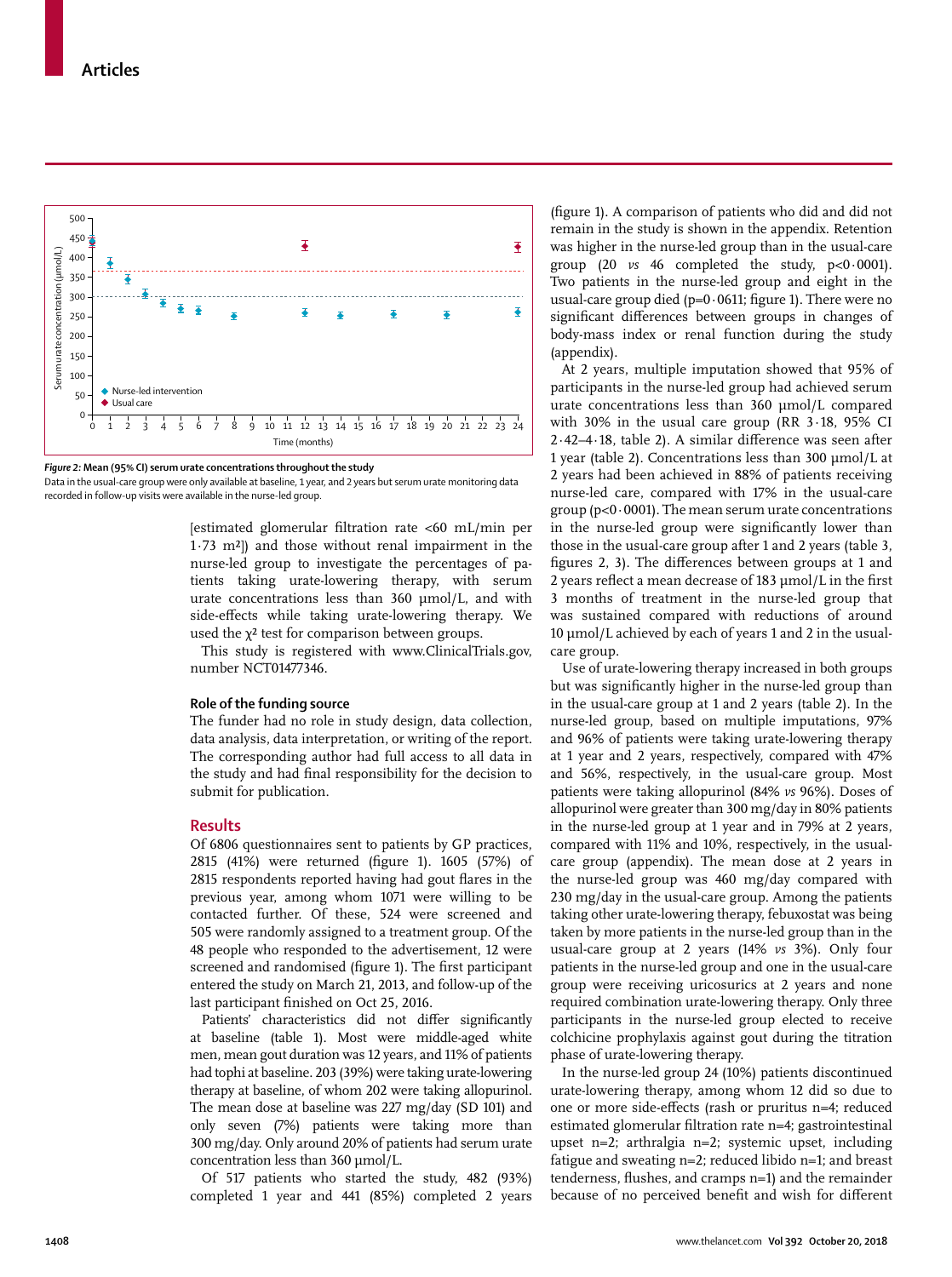Figure 2: Mean (95% CI) serum urate concentrations throughout the study

Data in the usual-care group were only available at baseline, 1 year, and 2 years but serum urate monitoring data recorded in follow-up visits were available in the nurse-led group.

[estimated glomerular filtration rate <60 mL/min per 1·73 m²]) and those without renal impairment in the nurse-led group to investigate the percentages of patients taking urate-lowering therapy, with serum urate concentrations less than 360 μmol/L, and with side-effects while taking urate-lowering therapy. We used the $\chi^2$ test for comparison between groups.

This study is registered with www.ClinicalTrials.gov, number NCT01477346.

### Role of the funding source

The funder had no role in study design, data collection, data analysis, data interpretation, or writing of the report. The corresponding author had full access to all data in the study and had final responsibility for the decision to submit for publication.

## Results

Of 6806 questionnaires sent to patients by GP practices, 2815 (41%) were returned (figure 1). 1605 (57%) of 2815 respondents reported having had gout flares in the previous year, among whom 1071 were willing to be contacted further. Of these, 524 were screened and 505 were randomly assigned to a treatment group. Of the 48 people who responded to the advertisement, 12 were screened and randomised (figure 1). The first participant entered the study on March 21, 2013, and follow-up of the last participant finished on Oct 25, 2016.

Patients' characteristics did not differ significantly at baseline (table 1). Most were middle-aged white men, mean gout duration was 12 years, and 11% of patients had tophi at baseline. 203 (39%) were taking urate-lowering therapy at baseline, of whom 202 were taking allopurinol. The mean dose at baseline was 227 mg/day (SD 101) and only seven (7%) patients were taking more than 300 mg/day. Only around 20% of patients had serum urate concentration less than 360 μmol/L.

Of 517 patients who started the study, 482 (93%) completed 1 year and 441 (85%) completed 2 years (figure 1). A comparison of patients who did and did not remain in the study is shown in the appendix. Retention was higher in the nurse-led group than in the usual-care group (20 *vs* 46 completed the study, p<0·0001). Two patients in the nurse-led group and eight in the usual-care group died (p=0·0611; figure 1). There were no significant differences between groups in changes of body-mass index or renal function during the study (appendix).

At 2 years, multiple imputation showed that 95% of participants in the nurse-led group had achieved serum urate concentrations less than 360 μmol/L compared with 30% in the usual care group (RR 3·18, 95% CI 2·42–4·18, table 2). A similar difference was seen after 1 year (table 2). Concentrations less than 300 μmol/L at 2 years had been achieved in 88% of patients receiving nurse-led care, compared with 17% in the usual-care group (p<0·0001). The mean serum urate concentrations in the nurse-led group were significantly lower than those in the usual-care group after 1 and 2 years (table 3, figures 2, 3). The differences between groups at 1 and 2 years reflect a mean decrease of 183 μmol/L in the first 3 months of treatment in the nurse-led group that was sustained compared with reductions of around 10 μmol/L achieved by each of years 1 and 2 in the usual-care group.

Use of urate-lowering therapy increased in both groups but was significantly higher in the nurse-led group than in the usual-care group at 1 and 2 years (table 2). In the nurse-led group, based on multiple imputations, 97% and 96% of patients were taking urate-lowering therapy at 1 year and 2 years, respectively, compared with 47% and 56%, respectively, in the usual-care group. Most patients were taking allopurinol (84% *vs* 96%). Doses of allopurinol were greater than 300 mg/day in 80% patients in the nurse-led group at 1 year and in 79% at 2 years, compared with 11% and 10%, respectively, in the usual-care group (appendix). The mean dose at 2 years in the nurse-led group was 460 mg/day compared with 230 mg/day in the usual-care group. Among the patients taking other urate-lowering therapy, febuxostat was being taken by more patients in the nurse-led group than in the usual-care group at 2 years (14% *vs* 3%). Only four patients in the nurse-led group and one in the usual-care group were receiving uricosurics at 2 years and none required combination urate-lowering therapy. Only three participants in the nurse-led group elected to receive colchicine prophylaxis against gout during the titration phase of urate-lowering therapy.

In the nurse-led group 24 (10%) patients discontinued urate-lowering therapy, among whom 12 did so due to one or more side-effects (rash or pruritus n=4; reduced estimated glomerular filtration rate n=4; gastrointestinal upset n=2; arthralgia n=2; systemic upset, including fatigue and sweating n=2; reduced libido n=1; and breast tenderness, flushes, and cramps n=1) and the remainder because of no perceived benefit and wish for different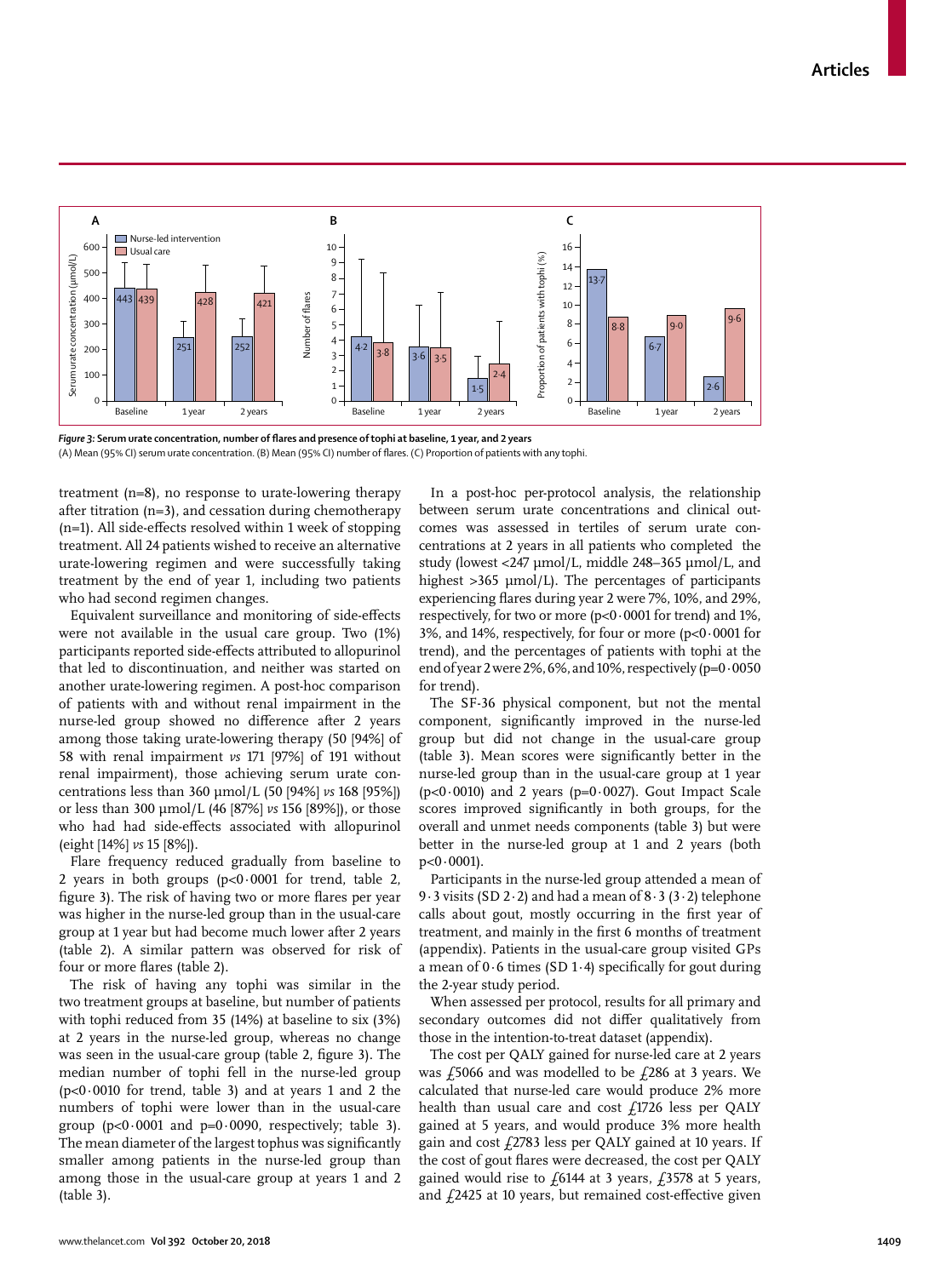**Figure 3: Serum urate concentration, number of flares and presence of tophi at baseline, 1 year, and 2 years**

(A) Mean (95% CI) serum urate concentration. (B) Mean (95% CI) number of flares. (C) Proportion of patients with any tophi.

treatment (n=8), no response to urate-lowering therapy after titration (n=3), and cessation during chemotherapy (n=1). All side-effects resolved within 1 week of stopping treatment. All 24 patients wished to receive an alternative urate-lowering regimen and were successfully taking treatment by the end of year 1, including two patients who had second regimen changes.

Equivalent surveillance and monitoring of side-effects were not available in the usual care group. Two (1%) participants reported side-effects attributed to allopurinol that led to discontinuation, and neither was started on another urate-lowering regimen. A post-hoc comparison of patients with and without renal impairment in the nurse-led group showed no difference after 2 years among those taking urate-lowering therapy (50 [94%] of 58 with renal impairment *vs* 171 [97%] of 191 without renal impairment), those achieving serum urate concentrations less than 360 µmol/L (50 [94%] *vs* 168 [95%]) or less than 300 µmol/L (46 [87%] *vs* 156 [89%]), or those who had had side-effects associated with allopurinol (eight [14%] *vs* 15 [8%]).

Flare frequency reduced gradually from baseline to 2 years in both groups ($p<0{\cdot}0001$ for trend, table 2, figure 3). The risk of having two or more flares per year was higher in the nurse-led group than in the usual-care group at 1 year but had become much lower after 2 years (table 2). A similar pattern was observed for risk of four or more flares (table 2).

The risk of having any tophi was similar in the two treatment groups at baseline, but number of patients with tophi reduced from 35 (14%) at baseline to six (3%) at 2 years in the nurse-led group, whereas no change was seen in the usual-care group (table 2, figure 3). The median number of tophi fell in the nurse-led group ($p<0{\cdot}0010$ for trend, table 3) and at years 1 and 2 the numbers of tophi were lower than in the usual-care group ($p<0{\cdot}0001$ and $p=0{\cdot}0090$, respectively; table 3). The mean diameter of the largest tophus was significantly smaller among patients in the nurse-led group than among those in the usual-care group at years 1 and 2 (table 3).

In a post-hoc per-protocol analysis, the relationship between serum urate concentrations and clinical outcomes was assessed in tertiles of serum urate concentrations at 2 years in all patients who completed the study (lowest <247 µmol/L, middle 248–365 µmol/L, and highest >365 µmol/L). The percentages of participants experiencing flares during year 2 were 7%, 10%, and 29%, respectively, for two or more ($p<0{\cdot}0001$ for trend) and 1%, 3%, and 14%, respectively, for four or more ($p<0{\cdot}0001$ for trend), and the percentages of patients with tophi at the end of year 2 were 2%, 6%, and 10%, respectively ($p=0{\cdot}0050$ for trend).

The SF-36 physical component, but not the mental component, significantly improved in the nurse-led group but did not change in the usual-care group (table 3). Mean scores were significantly better in the nurse-led group than in the usual-care group at 1 year ($p<0{\cdot}0010$) and 2 years ($p=0{\cdot}0027$). Gout Impact Scale scores improved significantly in both groups, for the overall and unmet needs components (table 3) but were better in the nurse-led group at 1 and 2 years (both $p<0{\cdot}0001$).

Participants in the nurse-led group attended a mean of 9·3 visits (SD 2·2) and had a mean of 8·3 (3·2) telephone calls about gout, mostly occurring in the first year of treatment, and mainly in the first 6 months of treatment (appendix). Patients in the usual-care group visited GPs a mean of 0·6 times (SD 1·4) specifically for gout during the 2-year study period.

When assessed per protocol, results for all primary and secondary outcomes did not differ qualitatively from those in the intention-to-treat dataset (appendix).

The cost per QALY gained for nurse-led care at 2 years was £5066 and was modelled to be £286 at 3 years. We calculated that nurse-led care would produce 2% more health than usual care and cost £1726 less per QALY gained at 5 years, and would produce 3% more health gain and cost £2783 less per QALY gained at 10 years. If the cost of gout flares were decreased, the cost per QALY gained would rise to £6144 at 3 years, £3578 at 5 years, and £2425 at 10 years, but remained cost-effective given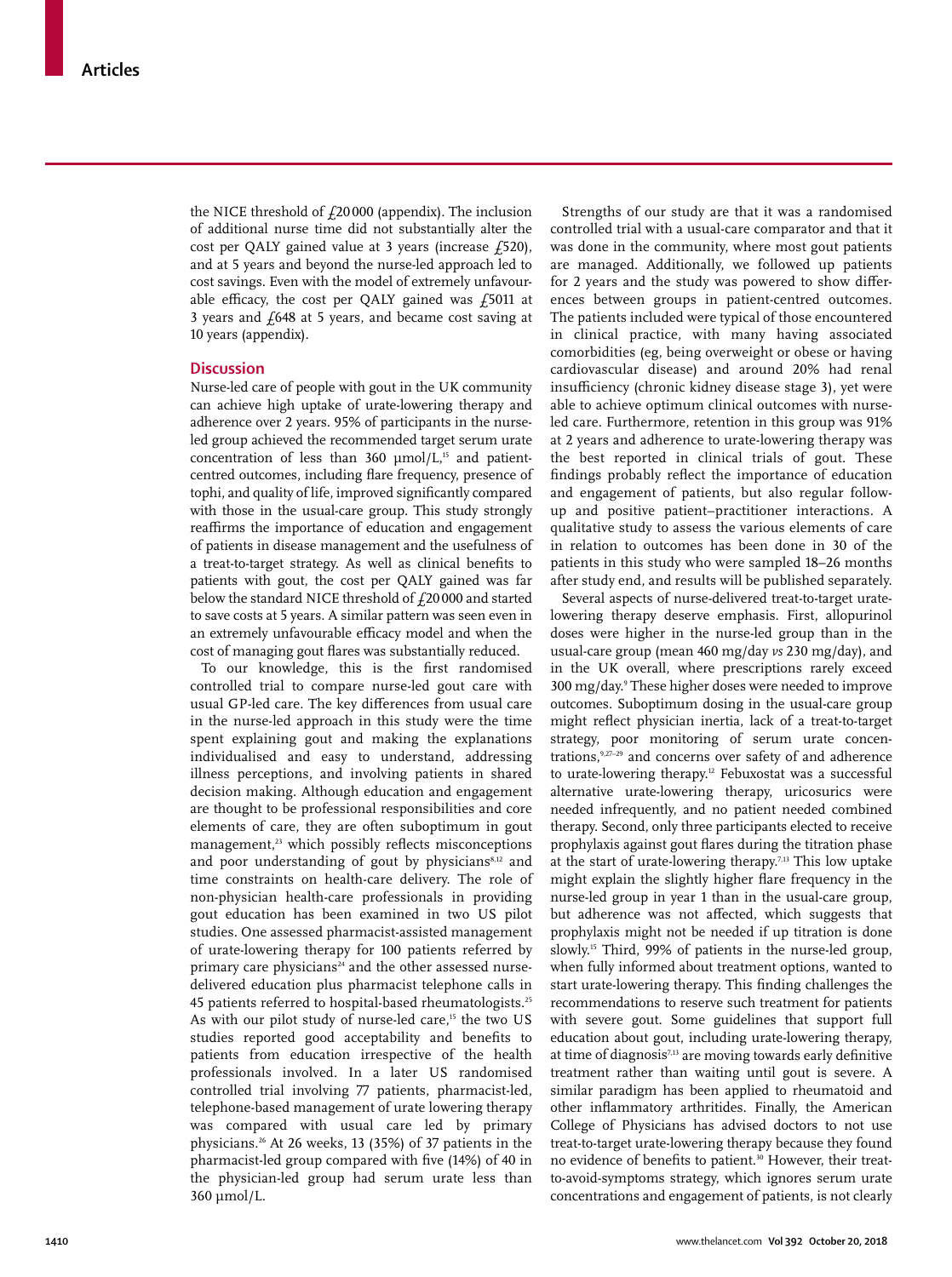the NICE threshold of £20 000 (appendix). The inclusion of additional nurse time did not substantially alter the cost per QALY gained value at 3 years (increase £520), and at 5 years and beyond the nurse-led approach led to cost savings. Even with the model of extremely unfavourable efficacy, the cost per QALY gained was £5011 at 3 years and £648 at 5 years, and became cost saving at 10 years (appendix).

## Discussion

Nurse-led care of people with gout in the UK community can achieve high uptake of urate-lowering therapy and adherence over 2 years. 95% of participants in the nurse-led group achieved the recommended target serum urate concentration of less than 360 μmol/L,[15] and patient-centred outcomes, including flare frequency, presence of tophi, and quality of life, improved significantly compared with those in the usual-care group. This study strongly reaffirms the importance of education and engagement of patients in disease management and the usefulness of a treat-to-target strategy. As well as clinical benefits to patients with gout, the cost per QALY gained was far below the standard NICE threshold of £20 000 and started to save costs at 5 years. A similar pattern was seen even in an extremely unfavourable efficacy model and when the cost of managing gout flares was substantially reduced.

To our knowledge, this is the first randomised controlled trial to compare nurse-led gout care with usual GP-led care. The key differences from usual care in the nurse-led approach in this study were the time spent explaining gout and making the explanations individualised and easy to understand, addressing illness perceptions, and involving patients in shared decision making. Although education and engagement are thought to be professional responsibilities and core elements of care, they are often suboptimum in gout management,[23] which possibly reflects misconceptions and poor understanding of gout by physicians[8,12] and time constraints on health-care delivery. The role of non-physician health-care professionals in providing gout education has been examined in two US pilot studies. One assessed pharmacist-assisted management of urate-lowering therapy for 100 patients referred by primary care physicians[24] and the other assessed nurse-delivered education plus pharmacist telephone calls in 45 patients referred to hospital-based rheumatologists.[25] As with our pilot study of nurse-led care,[15] the two US studies reported good acceptability and benefits to patients from education irrespective of the health professionals involved. In a later US randomised controlled trial involving 77 patients, pharmacist-led, telephone-based management of urate lowering therapy was compared with usual care led by primary physicians.[26] At 26 weeks, 13 (35%) of 37 patients in the pharmacist-led group compared with five (14%) of 40 in the physician-led group had serum urate less than 360 μmol/L.

Strengths of our study are that it was a randomised controlled trial with a usual-care comparator and that it was done in the community, where most gout patients are managed. Additionally, we followed up patients for 2 years and the study was powered to show differences between groups in patient-centred outcomes. The patients included were typical of those encountered in clinical practice, with many having associated comorbidities (eg, being overweight or obese or having cardiovascular disease) and around 20% had renal insufficiency (chronic kidney disease stage 3), yet were able to achieve optimum clinical outcomes with nurse-led care. Furthermore, retention in this group was 91% at 2 years and adherence to urate-lowering therapy was the best reported in clinical trials of gout. These findings probably reflect the importance of education and engagement of patients, but also regular follow-up and positive patient–practitioner interactions. A qualitative study to assess the various elements of care in relation to outcomes has been done in 30 of the patients in this study who were sampled 18–26 months after study end, and results will be published separately.

Several aspects of nurse-delivered treat-to-target urate-lowering therapy deserve emphasis. First, allopurinol doses were higher in the nurse-led group than in the usual-care group (mean 460 mg/day *vs* 230 mg/day), and in the UK overall, where prescriptions rarely exceed 300 mg/day.[9] These higher doses were needed to improve outcomes. Suboptimum dosing in the usual-care group might reflect physician inertia, lack of a treat-to-target strategy, poor monitoring of serum urate concentrations,[9,27–29] and concerns over safety of and adherence to urate-lowering therapy.[12] Febuxostat was a successful alternative urate-lowering therapy, uricosurics were needed infrequently, and no patient needed combined therapy. Second, only three participants elected to receive prophylaxis against gout flares during the titration phase at the start of urate-lowering therapy.[7,13] This low uptake might explain the slightly higher flare frequency in the nurse-led group in year 1 than in the usual-care group, but adherence was not affected, which suggests that prophylaxis might not be needed if up titration is done slowly.[15] Third, 99% of patients in the nurse-led group, when fully informed about treatment options, wanted to start urate-lowering therapy. This finding challenges the recommendations to reserve such treatment for patients with severe gout. Some guidelines that support full education about gout, including urate-lowering therapy, at time of diagnosis[7,13] are moving towards early definitive treatment rather than waiting until gout is severe. A similar paradigm has been applied to rheumatoid and other inflammatory arthritides. Finally, the American College of Physicians has advised doctors to not use treat-to-target urate-lowering therapy because they found no evidence of benefits to patient.[30] However, their treat-to-avoid-symptoms strategy, which ignores serum urate concentrations and engagement of patients, is not clearly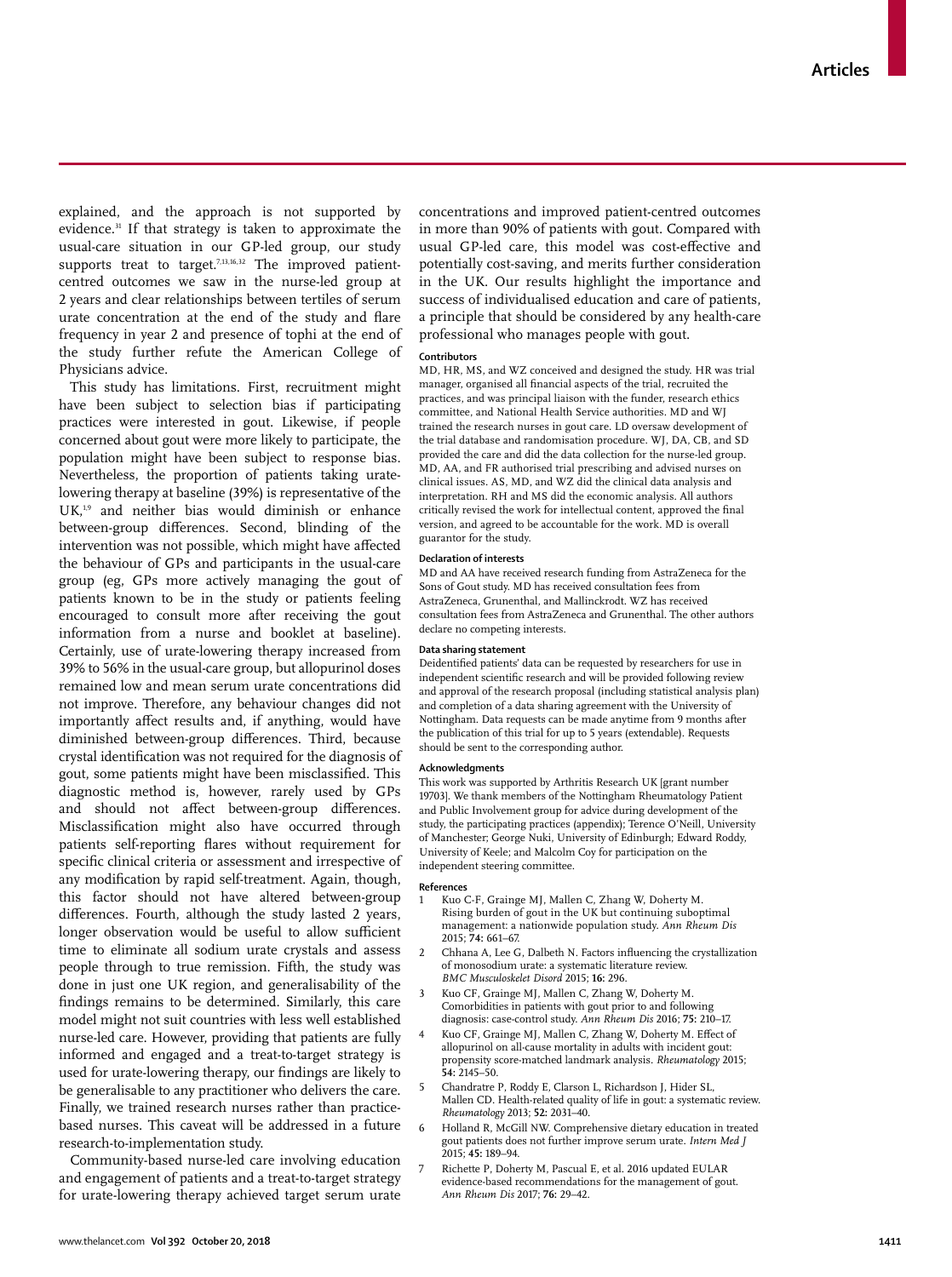explained, and the approach is not supported by evidence.[31] If that strategy is taken to approximate the usual-care situation in our GP-led group, our study supports treat to target.[7,13,16,32] The improved patient-centred outcomes we saw in the nurse-led group at 2 years and clear relationships between tertiles of serum urate concentration at the end of the study and flare frequency in year 2 and presence of tophi at the end of the study further refute the American College of Physicians advice.

This study has limitations. First, recruitment might have been subject to selection bias if participating practices were interested in gout. Likewise, if people concerned about gout were more likely to participate, the population might have been subject to response bias. Nevertheless, the proportion of patients taking urate-lowering therapy at baseline (39%) is representative of the UK,[1,9] and neither bias would diminish or enhance between-group differences. Second, blinding of the intervention was not possible, which might have affected the behaviour of GPs and participants in the usual-care group (eg, GPs more actively managing the gout of patients known to be in the study or patients feeling encouraged to consult more after receiving the gout information from a nurse and booklet at baseline). Certainly, use of urate-lowering therapy increased from 39% to 56% in the usual-care group, but allopurinol doses remained low and mean serum urate concentrations did not improve. Therefore, any behaviour changes did not importantly affect results and, if anything, would have diminished between-group differences. Third, because crystal identification was not required for the diagnosis of gout, some patients might have been misclassified. This diagnostic method is, however, rarely used by GPs and should not affect between-group differences. Misclassification might also have occurred through patients self-reporting flares without requirement for specific clinical criteria or assessment and irrespective of any modification by rapid self-treatment. Again, though, this factor should not have altered between-group differences. Fourth, although the study lasted 2 years, longer observation would be useful to allow sufficient time to eliminate all sodium urate crystals and assess people through to true remission. Fifth, the study was done in just one UK region, and generalisability of the findings remains to be determined. Similarly, this care model might not suit countries with less well established nurse-led care. However, providing that patients are fully informed and engaged and a treat-to-target strategy is used for urate-lowering therapy, our findings are likely to be generalisable to any practitioner who delivers the care. Finally, we trained research nurses rather than practice-based nurses. This caveat will be addressed in a future research-to-implementation study.

Community-based nurse-led care involving education and engagement of patients and a treat-to-target strategy for urate-lowering therapy achieved target serum urate concentrations and improved patient-centred outcomes in more than 90% of patients with gout. Compared with usual GP-led care, this model was cost-effective and potentially cost-saving, and merits further consideration in the UK. Our results highlight the importance and success of individualised education and care of patients, a principle that should be considered by any health-care professional who manages people with gout.

#### Contributors

MD, HR, MS, and WZ conceived and designed the study. HR was trial manager, organised all financial aspects of the trial, recruited the practices, and was principal liaison with the funder, research ethics committee, and National Health Service authorities. MD and WJ trained the research nurses in gout care. LD oversaw development of the trial database and randomisation procedure. WJ, DA, CB, and SD provided the care and did the data collection for the nurse-led group. MD, AA, and FR authorised trial prescribing and advised nurses on clinical issues. AS, MD, and WZ did the clinical data analysis and interpretation. RH and MS did the economic analysis. All authors critically revised the work for intellectual content, approved the final version, and agreed to be accountable for the work. MD is overall guarantor for the study.

#### Declaration of interests

MD and AA have received research funding from AstraZeneca for the Sons of Gout study. MD has received consultation fees from AstraZeneca, Grunenthal, and Mallinckrodt. WZ has received consultation fees from AstraZeneca and Grunenthal. The other authors declare no competing interests.

#### Data sharing statement

Deidentified patients' data can be requested by researchers for use in independent scientific research and will be provided following review and approval of the research proposal (including statistical analysis plan) and completion of a data sharing agreement with the University of Nottingham. Data requests can be made anytime from 9 months after the publication of this trial for up to 5 years (extendable). Requests should be sent to the corresponding author.

#### Acknowledgments

This work was supported by Arthritis Research UK [grant number 19703]. We thank members of the Nottingham Rheumatology Patient and Public Involvement group for advice during development of the study, the participating practices (appendix); Terence O'Neill, University of Manchester; George Nuki, University of Edinburgh; Edward Roddy, University of Keele; and Malcolm Coy for participation on the independent steering committee.

#### References

1. Kuo C-F, Grainge MJ, Mallen C, Zhang W, Doherty M. Rising burden of gout in the UK but continuing suboptimal management: a nationwide population study. *Ann Rheum Dis* 2015; **74:** 661–67.
2. Chhana A, Lee G, Dalbeth N. Factors influencing the crystallization of monosodium urate: a systematic literature review. *BMC Musculoskelet Disord* 2015; **16:** 296.
3. Kuo CF, Grainge MJ, Mallen C, Zhang W, Doherty M. Comorbidities in patients with gout prior to and following diagnosis: case-control study. *Ann Rheum Dis* 2016; **75:** 210–17.
4. Kuo CF, Grainge MJ, Mallen C, Zhang W, Doherty M. Effect of allopurinol on all-cause mortality in adults with incident gout: propensity score-matched landmark analysis. *Rheumatology* 2015; **54:** 2145–50.
5. Chandratre P, Roddy E, Clarson L, Richardson J, Hider SL, Mallen CD. Health-related quality of life in gout: a systematic review. *Rheumatology* 2013; **52:** 2031–40.
6. Holland R, McGill NW. Comprehensive dietary education in treated gout patients does not further improve serum urate. *Intern Med J* 2015; **45:** 189–94.
7. Richette P, Doherty M, Pascual E, et al. 2016 updated EULAR evidence-based recommendations for the management of gout. *Ann Rheum Dis* 2017; **76:** 29–42.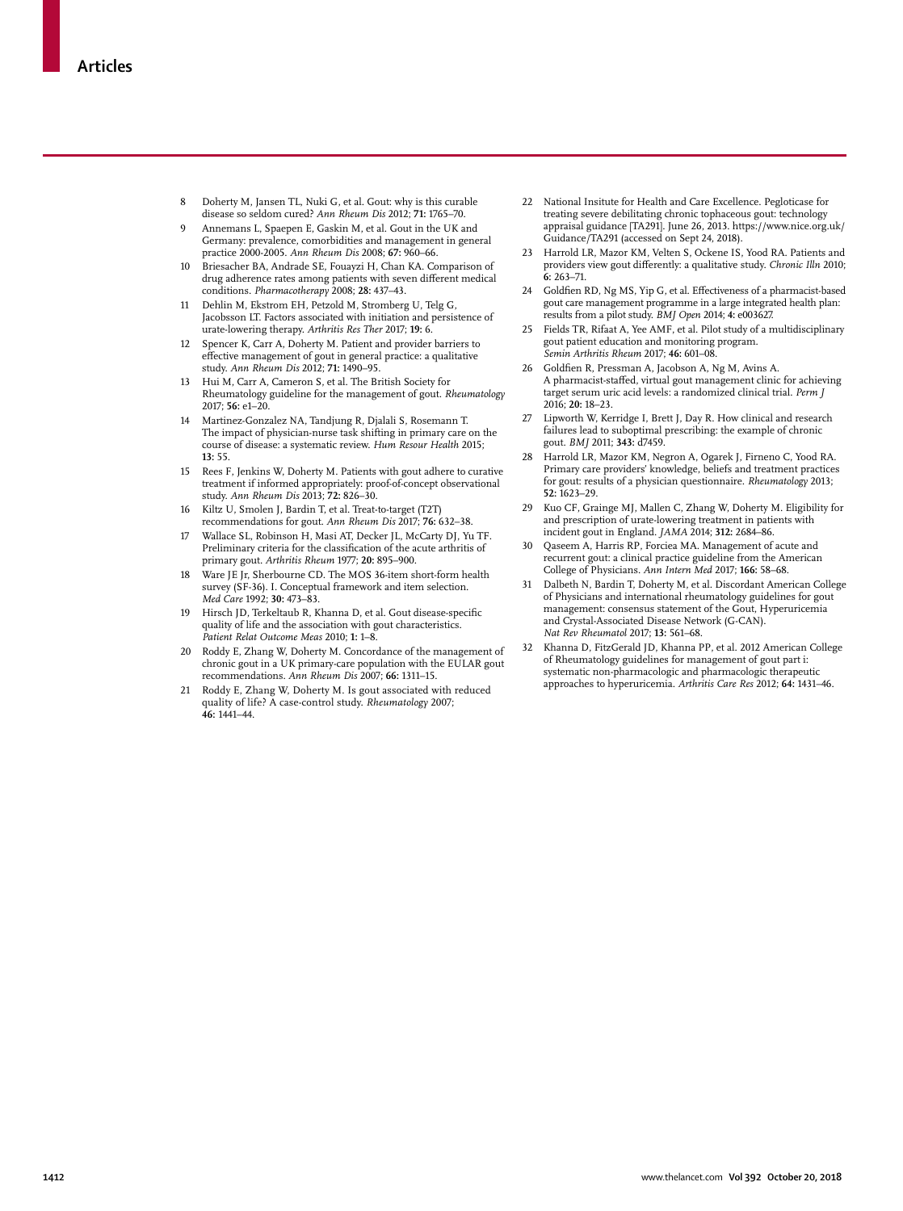8 Doherty M, Jansen TL, Nuki G, et al. Gout: why is this curable disease so seldom cured? *Ann Rheum Dis* 2012; **71:** 1765–70.

9 Annemans L, Spaepen E, Gaskin M, et al. Gout in the UK and Germany: prevalence, comorbidities and management in general practice 2000-2005. *Ann Rheum Dis* 2008; **67:** 960–66.

10 Briesacher BA, Andrade SE, Fouayzi H, Chan KA. Comparison of drug adherence rates among patients with seven different medical conditions. *Pharmacotherapy* 2008; **28:** 437–43.

11 Dehlin M, Ekstrom EH, Petzold M, Stromberg U, Telg G, Jacobsson LT. Factors associated with initiation and persistence of urate-lowering therapy. *Arthritis Res Ther* 2017; **19:** 6.

12 Spencer K, Carr A, Doherty M. Patient and provider barriers to effective management of gout in general practice: a qualitative study. *Ann Rheum Dis* 2012; **71:** 1490–95.

13 Hui M, Carr A, Cameron S, et al. The British Society for Rheumatology guideline for the management of gout. *Rheumatology* 2017; **56:** e1–20.

14 Martinez-Gonzalez NA, Tandjung R, Djalali S, Rosemann T. The impact of physician-nurse task shifting in primary care on the course of disease: a systematic review. *Hum Resour Health* 2015; **13:** 55.

15 Rees F, Jenkins W, Doherty M. Patients with gout adhere to curative treatment if informed appropriately: proof-of-concept observational study. *Ann Rheum Dis* 2013; **72:** 826–30.

16 Kiltz U, Smolen J, Bardin T, et al. Treat-to-target (T2T) recommendations for gout. *Ann Rheum Dis* 2017; **76:** 632–38.

17 Wallace SL, Robinson H, Masi AT, Decker JL, McCarty DJ, Yu TF. Preliminary criteria for the classification of the acute arthritis of primary gout. *Arthritis Rheum* 1977; **20:** 895–900.

18 Ware JE Jr, Sherbourne CD. The MOS 36-item short-form health survey (SF-36). I. Conceptual framework and item selection. *Med Care* 1992; **30:** 473–83.

19 Hirsch JD, Terkeltaub R, Khanna D, et al. Gout disease-specific quality of life and the association with gout characteristics. *Patient Relat Outcome Meas* 2010; **1:** 1–8.

20 Roddy E, Zhang W, Doherty M. Concordance of the management of chronic gout in a UK primary-care population with the EULAR gout recommendations. *Ann Rheum Dis* 2007; **66:** 1311–15.

21 Roddy E, Zhang W, Doherty M. Is gout associated with reduced quality of life? A case-control study. *Rheumatology* 2007; **46:** 1441–44.

22 National Insitute for Health and Care Excellence. Pegloticase for treating severe debilitating chronic tophaceous gout: technology appraisal guidance [TA291]. June 26, 2013. https://www.nice.org.uk/Guidance/TA291 (accessed on Sept 24, 2018).

23 Harrold LR, Mazor KM, Velten S, Ockene IS, Yood RA. Patients and providers view gout differently: a qualitative study. *Chronic Illn* 2010; **6:** 263–71.

24 Goldfien RD, Ng MS, Yip G, et al. Effectiveness of a pharmacist-based gout care management programme in a large integrated health plan: results from a pilot study. *BMJ Open* 2014; **4:** e003627.

25 Fields TR, Rifaat A, Yee AMF, et al. Pilot study of a multidisciplinary gout patient education and monitoring program. *Semin Arthritis Rheum* 2017; **46:** 601–08.

26 Goldfien R, Pressman A, Jacobson A, Ng M, Avins A. A pharmacist-staffed, virtual gout management clinic for achieving target serum uric acid levels: a randomized clinical trial. *Perm J* 2016; **20:** 18–23.

27 Lipworth W, Kerridge I, Brett J, Day R. How clinical and research failures lead to suboptimal prescribing: the example of chronic gout. *BMJ* 2011; **343:** d7459.

28 Harrold LR, Mazor KM, Negron A, Ogarek J, Firneno C, Yood RA. Primary care providers' knowledge, beliefs and treatment practices for gout: results of a physician questionnaire. *Rheumatology* 2013; **52:** 1623–29.

29 Kuo CF, Grainge MJ, Mallen C, Zhang W, Doherty M. Eligibility for and prescription of urate-lowering treatment in patients with incident gout in England. *JAMA* 2014; **312:** 2684–86.

30 Qaseem A, Harris RP, Forciea MA. Management of acute and recurrent gout: a clinical practice guideline from the American College of Physicians. *Ann Intern Med* 2017; **166:** 58–68.

31 Dalbeth N, Bardin T, Doherty M, et al. Discordant American College of Physicians and international rheumatology guidelines for gout management: consensus statement of the Gout, Hyperuricemia and Crystal-Associated Disease Network (G-CAN). *Nat Rev Rheumatol* 2017; **13:** 561–68.

32 Khanna D, FitzGerald JD, Khanna PP, et al. 2012 American College of Rheumatology guidelines for management of gout part i: systematic non-pharmacologic and pharmacologic therapeutic approaches to hyperuricemia. *Arthritis Care Res* 2012; **64:** 1431–46.